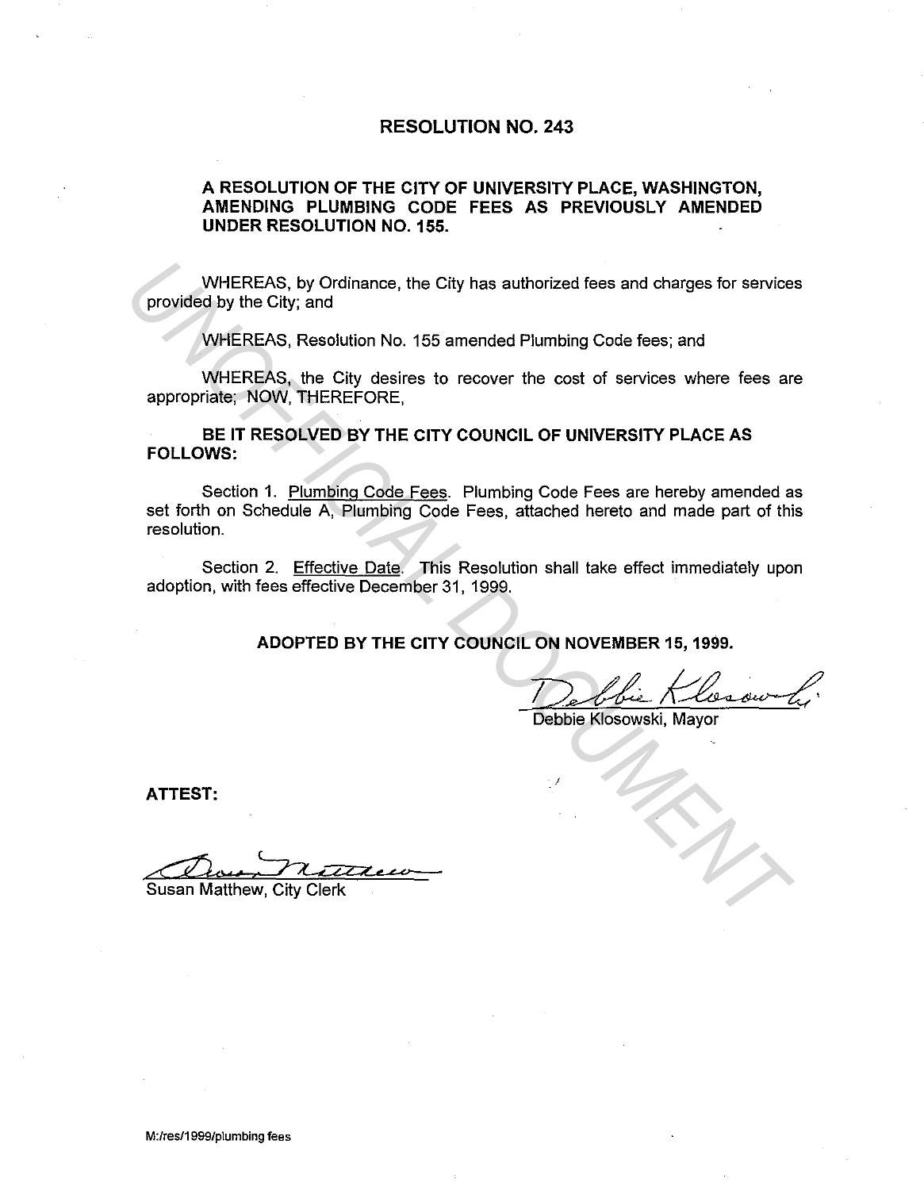# RESOLUTION NO. 243

## A RESOLUTION OF THE CITY OF UNIVERSITY PLACE, WASHINGTON, AMENDING PLUMBING CODE FEES AS PREVIOUSLY AMENDED UNDER RESOLUTION NO. 155.

WHEREAS, by Ordinance, the City has authorized fees and charges for services provided by the City; and

WHEREAS, Resolution No. 155 amended Plumbing Code fees; and

WHEREAS, the City desires to recover the cost of services where fees are appropriate; NOW, THEREFORE,

**BE IT RESOLVED BY THE CITY COUNCIL OF UNIVERSITY PLACE AS FOLLOWS:**

Section 1. Plumbing Code Fees. Plumbing Code Fees are hereby amended as set forth on Schedule A, Plumbing Code Fees, attached hereto and made part of this resolution.

Section 2. Effective Date. This Resolution shall take effect immediately upon adoption, with fees effective December 31, 1999.

**ADOPTED BY THE CITY COUNCIL ON NOVEMBER 15, 1999.**

Debbie Klosowski, Mayor

**ATTEST:**

Susan Matthew, City Clerk

M:/res/1999/plumbing fees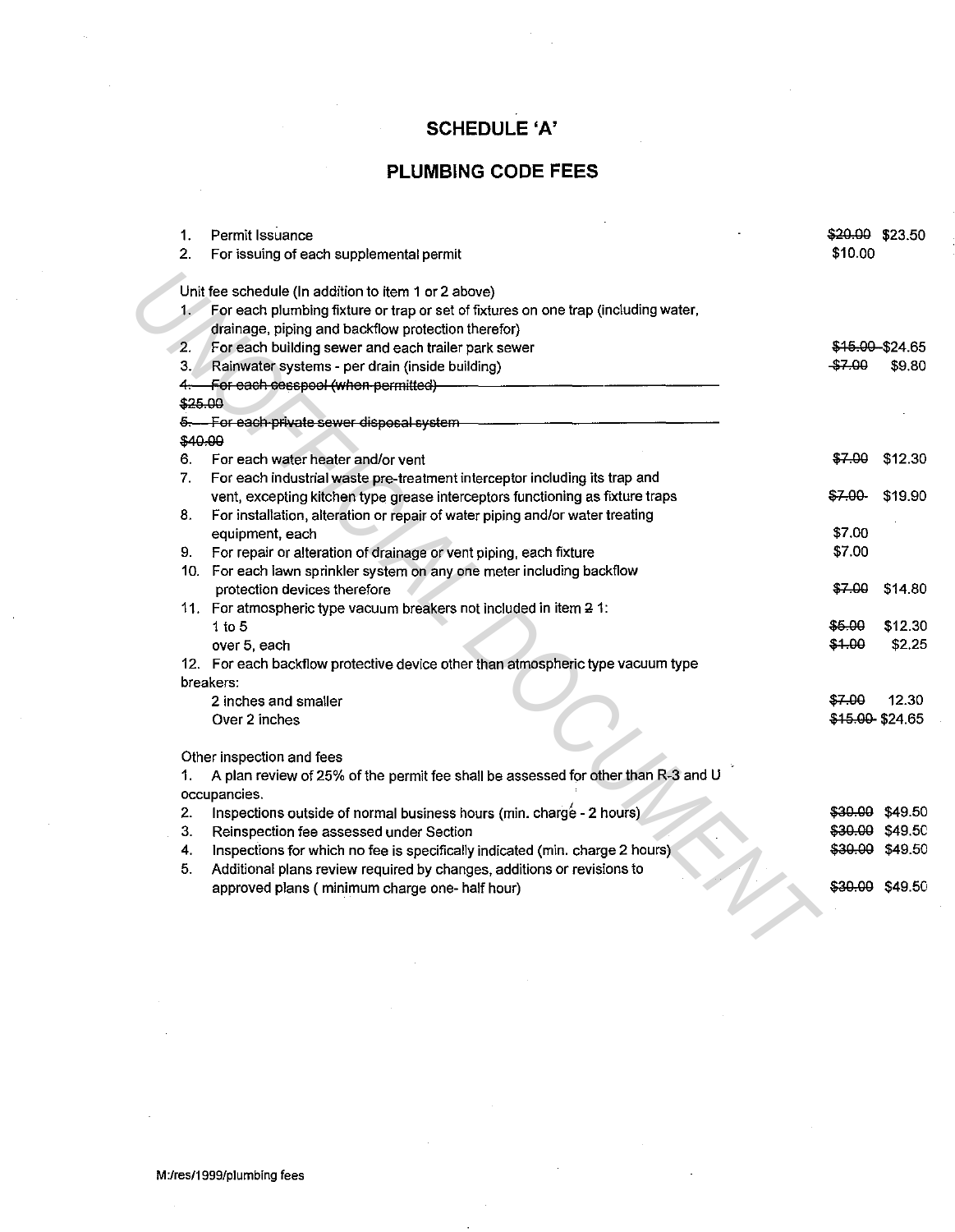## SCHEDULE 'A'

## PLUMBING CODE FEES

| | |
|---|---|
| 1. Permit Issuance | ~~$20.00~~ $23.50 |
| 2. For issuing of each supplemental permit | $10.00 |
| **Unit fee schedule (In addition to item 1 or 2 above)** | |
| 1. For each plumbing fixture or trap or set of fixtures on one trap (including water, drainage, piping and backflow protection therefor) | |
| 2. For each building sewer and each trailer park sewer | ~~$15.00~~ $24.65 |
| 3. Rainwater systems - per drain (inside building) | ~~$7.00~~ $9.80 |
| ~~4. For each cesspool (when permitted)~~ | ~~$25.00~~ |
| ~~5. For each private sewer disposal system~~ | ~~$40.00~~ |
| 6. For each water heater and/or vent | ~~$7.00~~ $12.30 |
| 7. For each industrial waste pre-treatment interceptor including its trap and vent, excepting kitchen type grease interceptors functioning as fixture traps | ~~$7.00~~ $19.90 |
| 8. For installation, alteration or repair of water piping and/or water treating equipment, each | $7.00 |
| 9. For repair or alteration of drainage or vent piping, each fixture | $7.00 |
| 10. For each lawn sprinkler system on any one meter including backflow protection devices therefore | ~~$7.00~~ $14.80 |
| 11. For atmospheric type vacuum breakers not included in item ~~2~~ 1: | |
| 1 to 5 | ~~$5.00~~ $12.30 |
| over 5, each | ~~$1.00~~ $2.25 |
| 12. For each backflow protective device other than atmospheric type vacuum type breakers: | |
| 2 inches and smaller | ~~$7.00~~ 12.30 |
| Over 2 inches | ~~$15.00~~ $24.65 |
| **Other inspection and fees** | |
| 1. A plan review of 25% of the permit fee shall be assessed for other than R-3 and U occupancies. | |
| 2. Inspections outside of normal business hours (min. charge - 2 hours) | ~~$30.00~~ $49.50 |
| 3. Reinspection fee assessed under Section | ~~$30.00~~ $49.50 |
| 4. Inspections for which no fee is specifically indicated (min. charge 2 hours) | ~~$30.00~~ $49.50 |
| 5. Additional plans review required by changes, additions or revisions to approved plans ( minimum charge one- half hour) | ~~$30.00~~ $49.50 |

M:/res/1999/plumbing fees